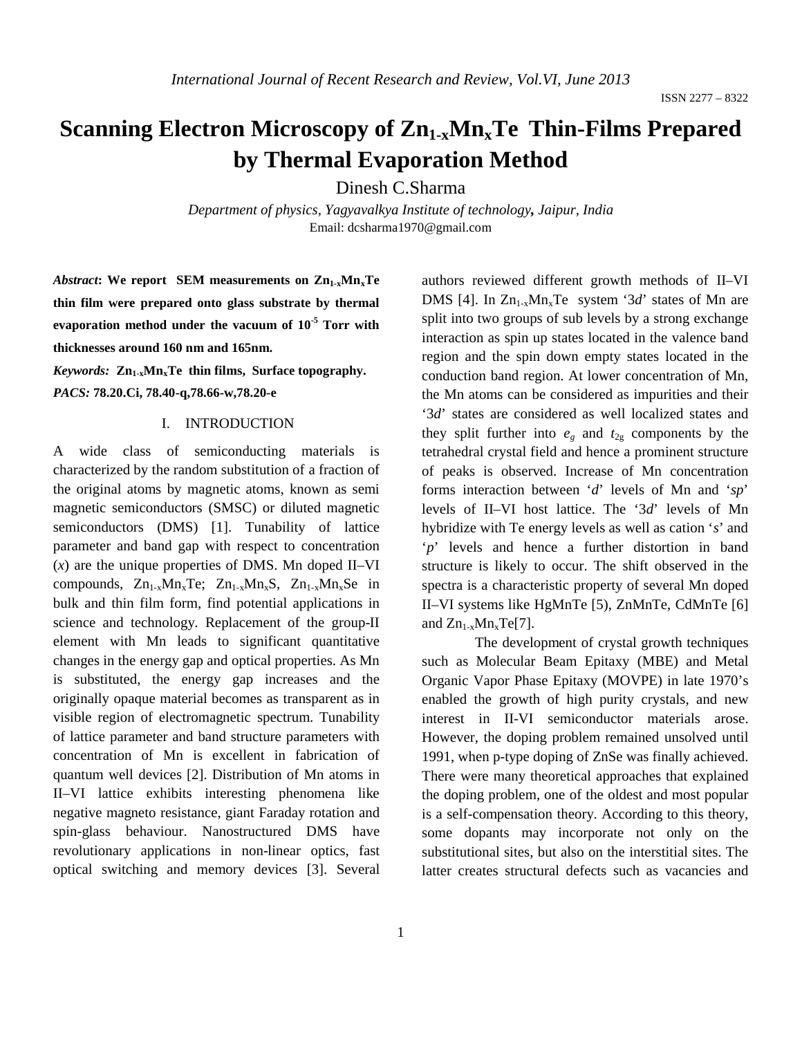# Scanning Electron Microscopy of $Zn_{1-x}Mn_xTe$ Thin-Films Prepared by Thermal Evaporation Method

Dinesh C.Sharma

*Department of physics, Yagyavalkya Institute of technology, Jaipur, India*
Email: dcsharma1970@gmail.com

***Abstract*: We report SEM measurements on $Zn_{1-x}Mn_xTe$ thin film were prepared onto glass substrate by thermal evaporation method under the vacuum of $10^{-5}$ Torr with thicknesses around 160 nm and 165nm.**

***Keywords:* $Zn_{1-x}Mn_xTe$ thin films, Surface topography.**

***PACS:* 78.20.Ci, 78.40-q,78.66-w,78.20-e**

## I. INTRODUCTION

A wide class of semiconducting materials is characterized by the random substitution of a fraction of the original atoms by magnetic atoms, known as semi magnetic semiconductors (SMSC) or diluted magnetic semiconductors (DMS) [1]. Tunability of lattice parameter and band gap with respect to concentration ($x$) are the unique properties of DMS. Mn doped II–VI compounds, $Zn_{1-x}Mn_xTe$; $Zn_{1-x}Mn_xS$, $Zn_{1-x}Mn_xSe$ in bulk and thin film form, find potential applications in science and technology. Replacement of the group-II element with Mn leads to significant quantitative changes in the energy gap and optical properties. As Mn is substituted, the energy gap increases and the originally opaque material becomes as transparent as in visible region of electromagnetic spectrum. Tunability of lattice parameter and band structure parameters with concentration of Mn is excellent in fabrication of quantum well devices [2]. Distribution of Mn atoms in II–VI lattice exhibits interesting phenomena like negative magneto resistance, giant Faraday rotation and spin-glass behaviour. Nanostructured DMS have revolutionary applications in non-linear optics, fast optical switching and memory devices [3]. Several authors reviewed different growth methods of II–VI DMS [4]. In $Zn_{1-x}Mn_xTe$ system '3*d*' states of Mn are split into two groups of sub levels by a strong exchange interaction as spin up states located in the valence band region and the spin down empty states located in the conduction band region. At lower concentration of Mn, the Mn atoms can be considered as impurities and their '3*d*' states are considered as well localized states and they split further into $e_g$ and $t_{2g}$ components by the tetrahedral crystal field and hence a prominent structure of peaks is observed. Increase of Mn concentration forms interaction between '*d*' levels of Mn and '*sp*' levels of II–VI host lattice. The '3*d*' levels of Mn hybridize with Te energy levels as well as cation '*s*' and '*p*' levels and hence a further distortion in band structure is likely to occur. The shift observed in the spectra is a characteristic property of several Mn doped II–VI systems like HgMnTe [5], ZnMnTe, CdMnTe [6] and $Zn_{1-x}Mn_xTe$[7].

The development of crystal growth techniques such as Molecular Beam Epitaxy (MBE) and Metal Organic Vapor Phase Epitaxy (MOVPE) in late 1970's enabled the growth of high purity crystals, and new interest in II-VI semiconductor materials arose. However, the doping problem remained unsolved until 1991, when p-type doping of ZnSe was finally achieved. There were many theoretical approaches that explained the doping problem, one of the oldest and most popular is a self-compensation theory. According to this theory, some dopants may incorporate not only on the substitutional sites, but also on the interstitial sites. The latter creates structural defects such as vacancies and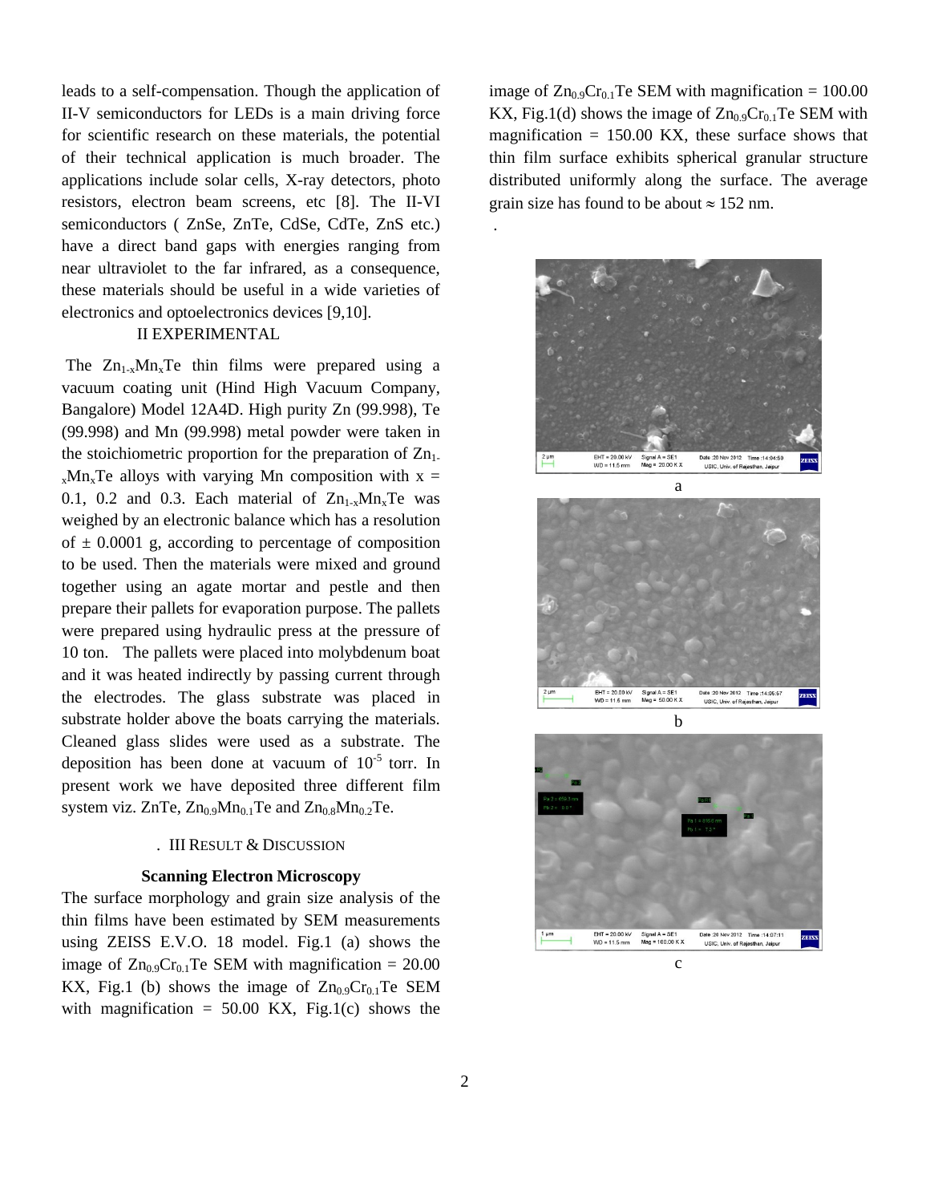leads to a self-compensation. Though the application of II-V semiconductors for LEDs is a main driving force for scientific research on these materials, the potential of their technical application is much broader. The applications include solar cells, X-ray detectors, photo resistors, electron beam screens, etc [8]. The II-VI semiconductors ( ZnSe, ZnTe, CdSe, CdTe, ZnS etc.) have a direct band gaps with energies ranging from near ultraviolet to the far infrared, as a consequence, these materials should be useful in a wide varieties of electronics and optoelectronics devices [9,10].

## II EXPERIMENTAL

The $Zn_{1-x}Mn_xTe$ thin films were prepared using a vacuum coating unit (Hind High Vacuum Company, Bangalore) Model 12A4D. High purity Zn (99.998), Te (99.998) and Mn (99.998) metal powder were taken in the stoichiometric proportion for the preparation of $Zn_{1-x}Mn_xTe$ alloys with varying Mn composition with x = 0.1, 0.2 and 0.3. Each material of $Zn_{1-x}Mn_xTe$ was weighed by an electronic balance which has a resolution of ± 0.0001 g, according to percentage of composition to be used. Then the materials were mixed and ground together using an agate mortar and pestle and then prepare their pallets for evaporation purpose. The pallets were prepared using hydraulic press at the pressure of 10 ton. The pallets were placed into molybdenum boat and it was heated indirectly by passing current through the electrodes. The glass substrate was placed in substrate holder above the boats carrying the materials. Cleaned glass slides were used as a substrate. The deposition has been done at vacuum of $10^{-5}$ torr. In present work we have deposited three different film system viz. ZnTe, $Zn_{0.9}Mn_{0.1}Te$ and $Zn_{0.8}Mn_{0.2}Te$.

## III RESULT & DISCUSSION

### Scanning Electron Microscopy

The surface morphology and grain size analysis of the thin films have been estimated by SEM measurements using ZEISS E.V.O. 18 model. Fig.1 (a) shows the image of $Zn_{0.9}Cr_{0.1}Te$ SEM with magnification = 20.00 KX, Fig.1 (b) shows the image of $Zn_{0.9}Cr_{0.1}Te$ SEM with magnification = 50.00 KX, Fig.1(c) shows the image of $Zn_{0.9}Cr_{0.1}Te$ SEM with magnification = 100.00 KX, Fig.1(d) shows the image of $Zn_{0.9}Cr_{0.1}Te$ SEM with magnification = 150.00 KX, these surface shows that thin film surface exhibits spherical granular structure distributed uniformly along the surface. The average grain size has found to be about ≈ 152 nm.

a

b

c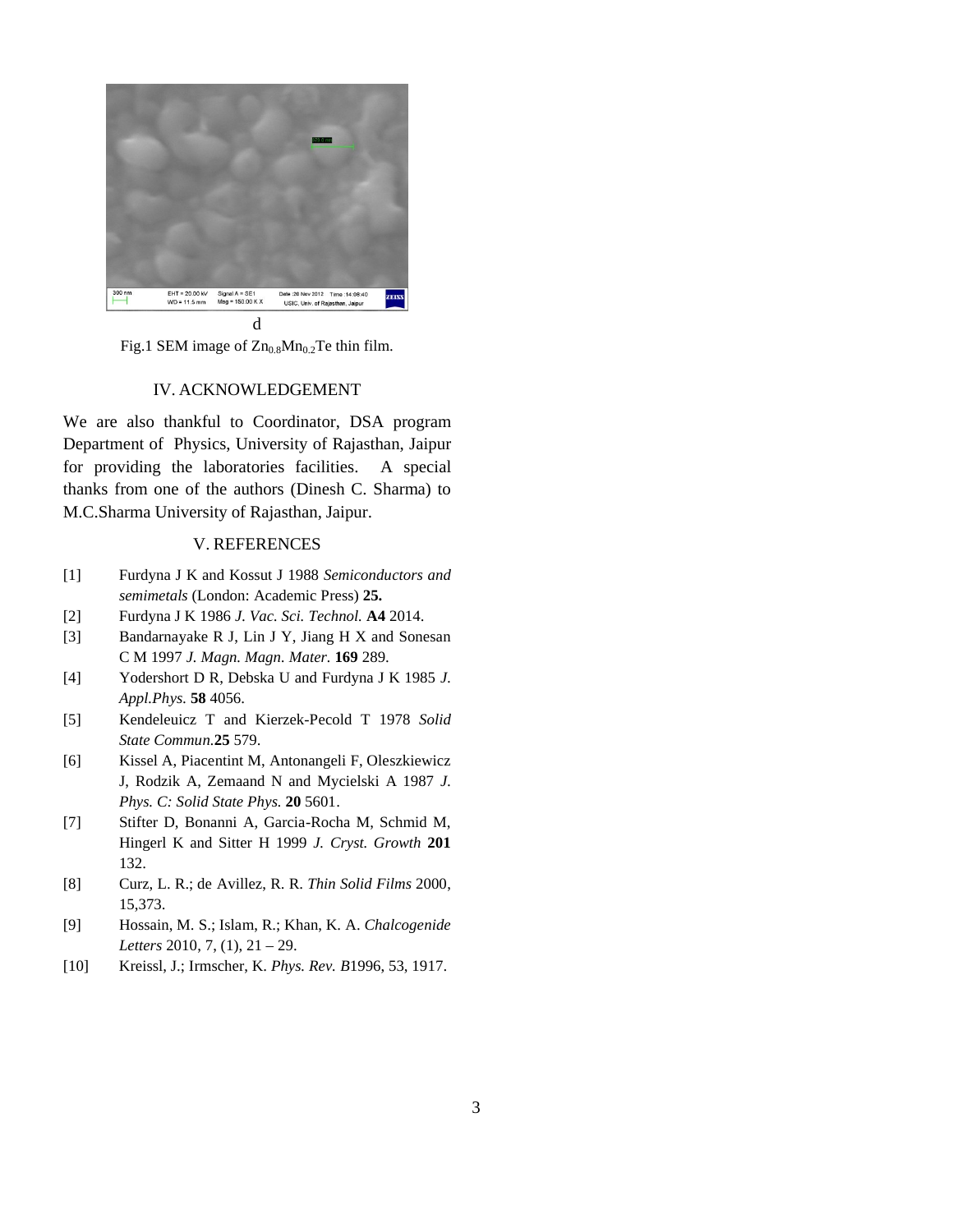d

Fig.1 SEM image of $Zn_{0.8}Mn_{0.2}Te$ thin film.

## IV. ACKNOWLEDGEMENT

We are also thankful to Coordinator, DSA program Department of Physics, University of Rajasthan, Jaipur for providing the laboratories facilities. A special thanks from one of the authors (Dinesh C. Sharma) to M.C.Sharma University of Rajasthan, Jaipur.

## V. REFERENCES

[1] Furdyna J K and Kossut J 1988 *Semiconductors and semimetals* (London: Academic Press) **25.**

[2] Furdyna J K 1986 *J. Vac. Sci. Technol.* **A4** 2014.

[3] Bandarnayake R J, Lin J Y, Jiang H X and Sonesan C M 1997 *J. Magn. Magn. Mater.* **169** 289.

[4] Yodershort D R, Debska U and Furdyna J K 1985 *J. Appl.Phys.* **58** 4056.

[5] Kendeleuicz T and Kierzek-Pecold T 1978 *Solid State Commun.***25** 579.

[6] Kissel A, Piacentint M, Antonangeli F, Oleszkiewicz J, Rodzik A, Zemaand N and Mycielski A 1987 *J. Phys. C: Solid State Phys.* **20** 5601.

[7] Stifter D, Bonanni A, Garcia-Rocha M, Schmid M, Hingerl K and Sitter H 1999 *J. Cryst. Growth* **201** 132.

[8] Curz, L. R.; de Avillez, R. R. *Thin Solid Films* 2000, 15,373.

[9] Hossain, M. S.; Islam, R.; Khan, K. A. *Chalcogenide Letters* 2010, 7, (1), 21 – 29.

[10] Kreissl, J.; Irmscher, K. *Phys. Rev. B*1996, 53, 1917.